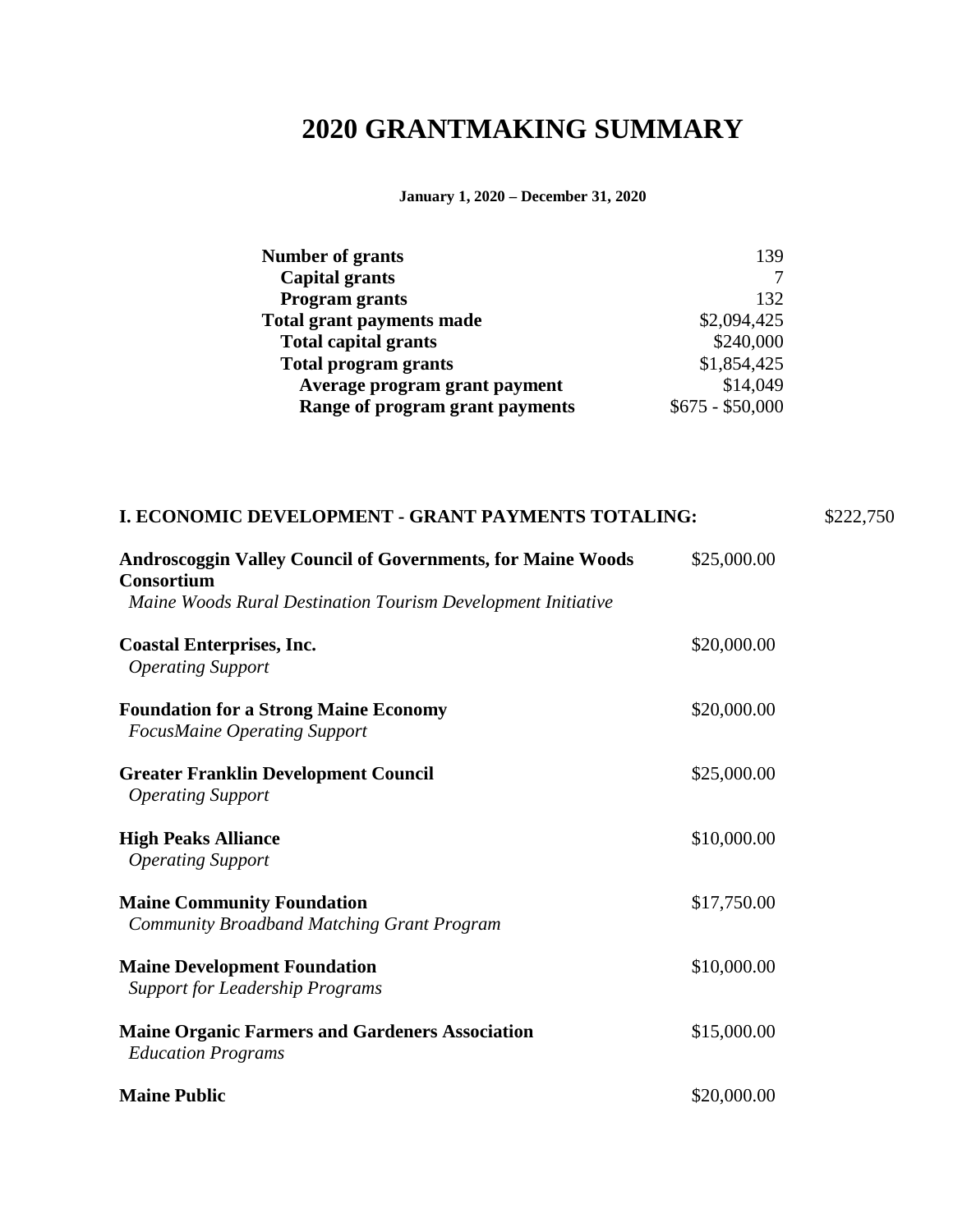# 2020 GRANTMAKING SUMMARY

**January 1, 2020 – December 31, 2020**

| | |
|---|---|
| **Number of grants** | 139 |
| **Capital grants** | 7 |
| **Program grants** | 132 |
| **Total grant payments made** | $2,094,425 |
| **Total capital grants** | $240,000 |
| **Total program grants** | $1,854,425 |
| **Average program grant payment** | $14,049 |
| **Range of program grant payments** | $675 - $50,000 |

## I. ECONOMIC DEVELOPMENT - GRANT PAYMENTS TOTALING: $222,750

**Androscoggin Valley Council of Governments, for Maine Woods Consortium** — $25,000.00
*Maine Woods Rural Destination Tourism Development Initiative*

**Coastal Enterprises, Inc.** — $20,000.00
*Operating Support*

**Foundation for a Strong Maine Economy** — $20,000.00
*FocusMaine Operating Support*

**Greater Franklin Development Council** — $25,000.00
*Operating Support*

**High Peaks Alliance** — $10,000.00
*Operating Support*

**Maine Community Foundation** — $17,750.00
*Community Broadband Matching Grant Program*

**Maine Development Foundation** — $10,000.00
*Support for Leadership Programs*

**Maine Organic Farmers and Gardeners Association** — $15,000.00
*Education Programs*

**Maine Public** — $20,000.00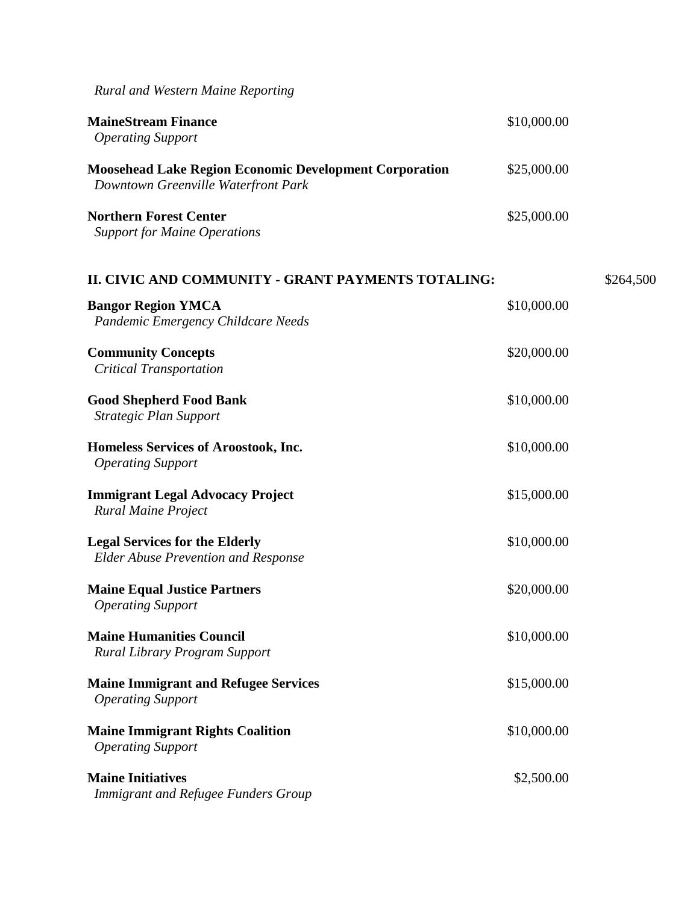*Rural and Western Maine Reporting*

**MaineStream Finance** — $10,000.00
*Operating Support*

**Moosehead Lake Region Economic Development Corporation** — $25,000.00
*Downtown Greenville Waterfront Park*

**Northern Forest Center** — $25,000.00
*Support for Maine Operations*

## II. CIVIC AND COMMUNITY - GRANT PAYMENTS TOTALING: $264,500

**Bangor Region YMCA** — $10,000.00
*Pandemic Emergency Childcare Needs*

**Community Concepts** — $20,000.00
*Critical Transportation*

**Good Shepherd Food Bank** — $10,000.00
*Strategic Plan Support*

**Homeless Services of Aroostook, Inc.** — $10,000.00
*Operating Support*

**Immigrant Legal Advocacy Project** — $15,000.00
*Rural Maine Project*

**Legal Services for the Elderly** — $10,000.00
*Elder Abuse Prevention and Response*

**Maine Equal Justice Partners** — $20,000.00
*Operating Support*

**Maine Humanities Council** — $10,000.00
*Rural Library Program Support*

**Maine Immigrant and Refugee Services** — $15,000.00
*Operating Support*

**Maine Immigrant Rights Coalition** — $10,000.00
*Operating Support*

**Maine Initiatives** — $2,500.00
*Immigrant and Refugee Funders Group*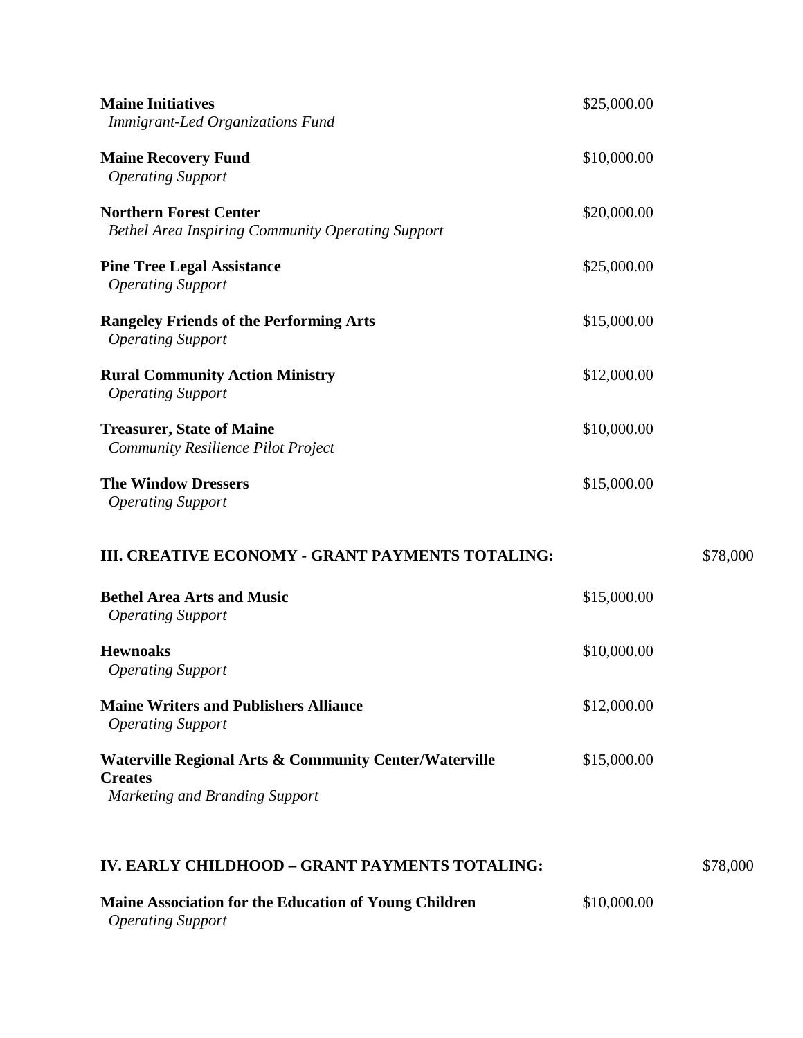**Maine Initiatives** $25,000.00
*Immigrant-Led Organizations Fund*

**Maine Recovery Fund** $10,000.00
*Operating Support*

**Northern Forest Center** $20,000.00
*Bethel Area Inspiring Community Operating Support*

**Pine Tree Legal Assistance** $25,000.00
*Operating Support*

**Rangeley Friends of the Performing Arts** $15,000.00
*Operating Support*

**Rural Community Action Ministry** $12,000.00
*Operating Support*

**Treasurer, State of Maine** $10,000.00
*Community Resilience Pilot Project*

**The Window Dressers** $15,000.00
*Operating Support*

## III. CREATIVE ECONOMY - GRANT PAYMENTS TOTALING: $78,000

**Bethel Area Arts and Music** $15,000.00
*Operating Support*

**Hewnoaks** $10,000.00
*Operating Support*

**Maine Writers and Publishers Alliance** $12,000.00
*Operating Support*

**Waterville Regional Arts & Community Center/Waterville Creates** $15,000.00
*Marketing and Branding Support*

## IV. EARLY CHILDHOOD – GRANT PAYMENTS TOTALING: $78,000

**Maine Association for the Education of Young Children** $10,000.00
*Operating Support*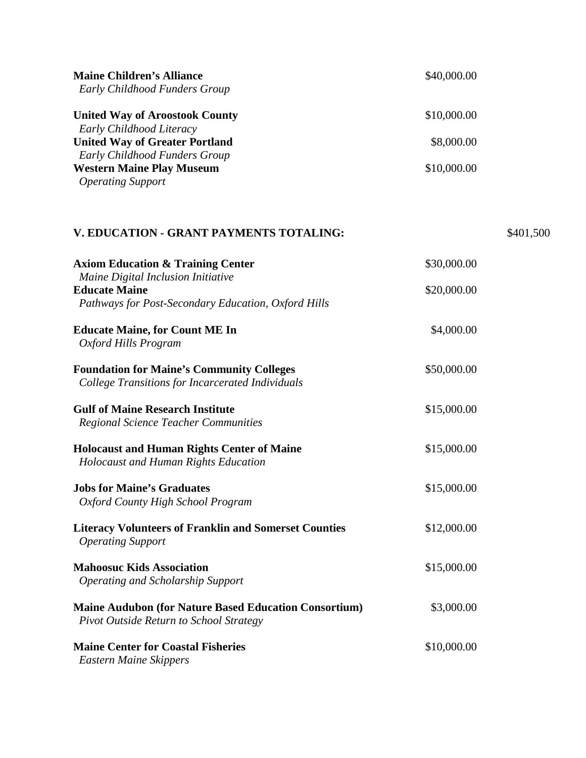**Maine Children's Alliance** $40,000.00
*Early Childhood Funders Group*

**United Way of Aroostook County** $10,000.00
*Early Childhood Literacy*

**United Way of Greater Portland** $8,000.00
*Early Childhood Funders Group*

**Western Maine Play Museum** $10,000.00
*Operating Support*

## V. EDUCATION - GRANT PAYMENTS TOTALING: $401,500

**Axiom Education & Training Center** $30,000.00
*Maine Digital Inclusion Initiative*

**Educate Maine** $20,000.00
*Pathways for Post-Secondary Education, Oxford Hills*

**Educate Maine, for Count ME In** $4,000.00
*Oxford Hills Program*

**Foundation for Maine's Community Colleges** $50,000.00
*College Transitions for Incarcerated Individuals*

**Gulf of Maine Research Institute** $15,000.00
*Regional Science Teacher Communities*

**Holocaust and Human Rights Center of Maine** $15,000.00
*Holocaust and Human Rights Education*

**Jobs for Maine's Graduates** $15,000.00
*Oxford County High School Program*

**Literacy Volunteers of Franklin and Somerset Counties** $12,000.00
*Operating Support*

**Mahoosuc Kids Association** $15,000.00
*Operating and Scholarship Support*

**Maine Audubon (for Nature Based Education Consortium)** $3,000.00
*Pivot Outside Return to School Strategy*

**Maine Center for Coastal Fisheries** $10,000.00
*Eastern Maine Skippers*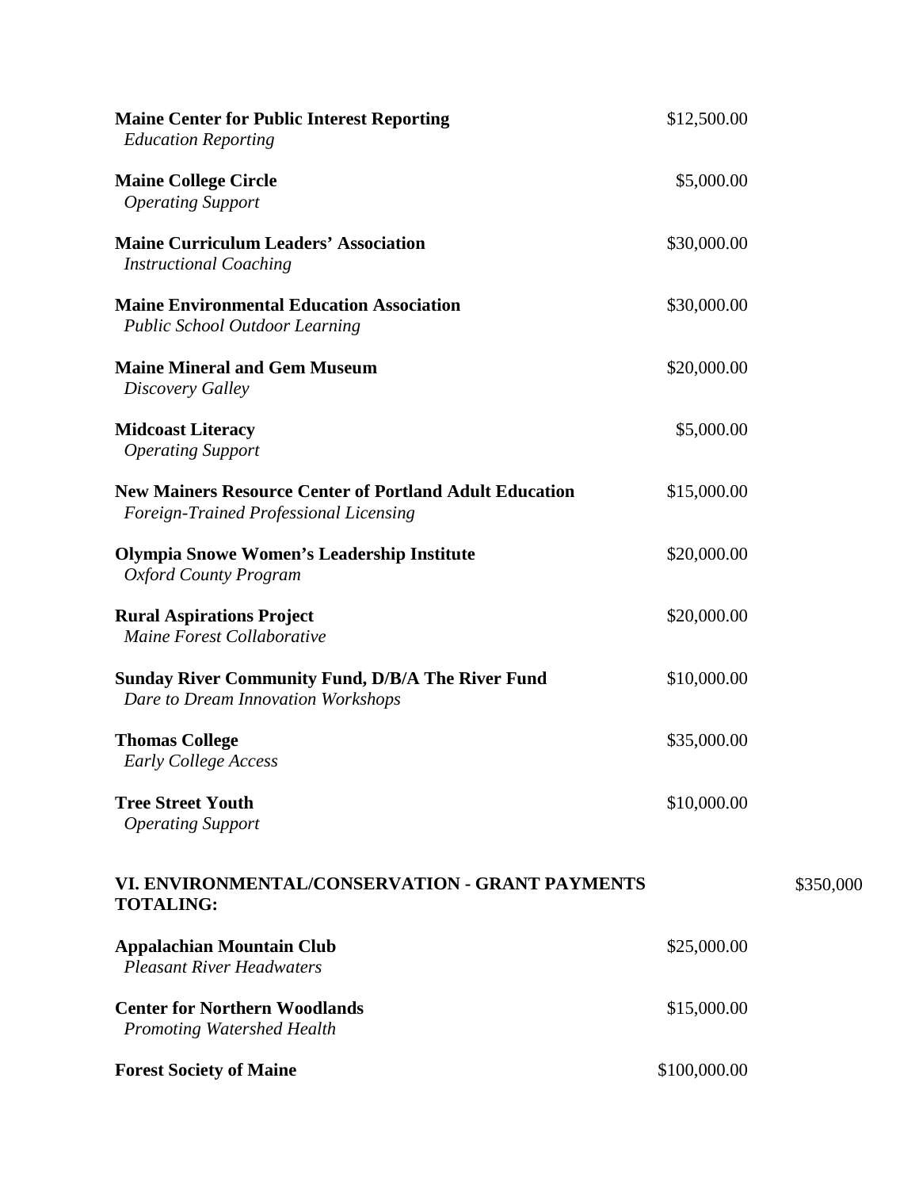**Maine Center for Public Interest Reporting** $12,500.00
*Education Reporting*

**Maine College Circle** $5,000.00
*Operating Support*

**Maine Curriculum Leaders' Association** $30,000.00
*Instructional Coaching*

**Maine Environmental Education Association** $30,000.00
*Public School Outdoor Learning*

**Maine Mineral and Gem Museum** $20,000.00
*Discovery Galley*

**Midcoast Literacy** $5,000.00
*Operating Support*

**New Mainers Resource Center of Portland Adult Education** $15,000.00
*Foreign-Trained Professional Licensing*

**Olympia Snowe Women's Leadership Institute** $20,000.00
*Oxford County Program*

**Rural Aspirations Project** $20,000.00
*Maine Forest Collaborative*

**Sunday River Community Fund, D/B/A The River Fund** $10,000.00
*Dare to Dream Innovation Workshops*

**Thomas College** $35,000.00
*Early College Access*

**Tree Street Youth** $10,000.00
*Operating Support*

## VI. ENVIRONMENTAL/CONSERVATION - GRANT PAYMENTS TOTALING: $350,000

**Appalachian Mountain Club** $25,000.00
*Pleasant River Headwaters*

**Center for Northern Woodlands** $15,000.00
*Promoting Watershed Health*

**Forest Society of Maine** $100,000.00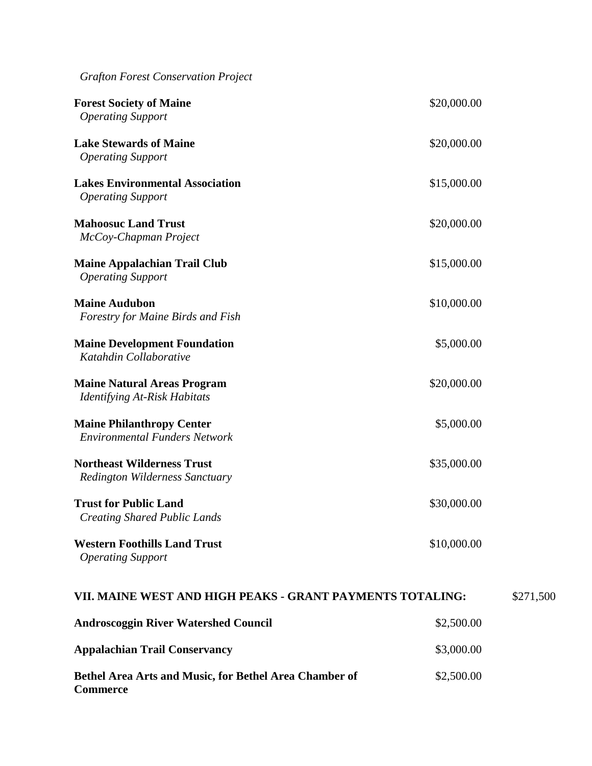*Grafton Forest Conservation Project*

**Forest Society of Maine** — $20,000.00
*Operating Support*

**Lake Stewards of Maine** — $20,000.00
*Operating Support*

**Lakes Environmental Association** — $15,000.00
*Operating Support*

**Mahoosuc Land Trust** — $20,000.00
*McCoy-Chapman Project*

**Maine Appalachian Trail Club** — $15,000.00
*Operating Support*

**Maine Audubon** — $10,000.00
*Forestry for Maine Birds and Fish*

**Maine Development Foundation** — $5,000.00
*Katahdin Collaborative*

**Maine Natural Areas Program** — $20,000.00
*Identifying At-Risk Habitats*

**Maine Philanthropy Center** — $5,000.00
*Environmental Funders Network*

**Northeast Wilderness Trust** — $35,000.00
*Redington Wilderness Sanctuary*

**Trust for Public Land** — $30,000.00
*Creating Shared Public Lands*

**Western Foothills Land Trust** — $10,000.00
*Operating Support*

## VII. MAINE WEST AND HIGH PEAKS - GRANT PAYMENTS TOTALING: $271,500

**Androscoggin River Watershed Council** — $2,500.00

**Appalachian Trail Conservancy** — $3,000.00

**Bethel Area Arts and Music, for Bethel Area Chamber of Commerce** — $2,500.00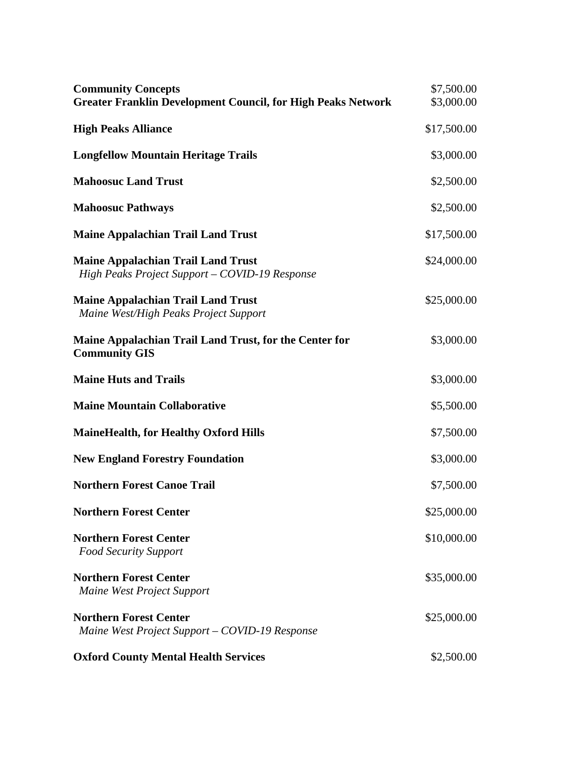| | |
|---|---|
| **Community Concepts** | $7,500.00 |
| **Greater Franklin Development Council, for High Peaks Network** | $3,000.00 |
| **High Peaks Alliance** | $17,500.00 |
| **Longfellow Mountain Heritage Trails** | $3,000.00 |
| **Mahoosuc Land Trust** | $2,500.00 |
| **Mahoosuc Pathways** | $2,500.00 |
| **Maine Appalachian Trail Land Trust** | $17,500.00 |
| **Maine Appalachian Trail Land Trust**<br>*High Peaks Project Support – COVID-19 Response* | $24,000.00 |
| **Maine Appalachian Trail Land Trust**<br>*Maine West/High Peaks Project Support* | $25,000.00 |
| **Maine Appalachian Trail Land Trust, for the Center for Community GIS** | $3,000.00 |
| **Maine Huts and Trails** | $3,000.00 |
| **Maine Mountain Collaborative** | $5,500.00 |
| **MaineHealth, for Healthy Oxford Hills** | $7,500.00 |
| **New England Forestry Foundation** | $3,000.00 |
| **Northern Forest Canoe Trail** | $7,500.00 |
| **Northern Forest Center** | $25,000.00 |
| **Northern Forest Center**<br>*Food Security Support* | $10,000.00 |
| **Northern Forest Center**<br>*Maine West Project Support* | $35,000.00 |
| **Northern Forest Center**<br>*Maine West Project Support – COVID-19 Response* | $25,000.00 |
| **Oxford County Mental Health Services** | $2,500.00 |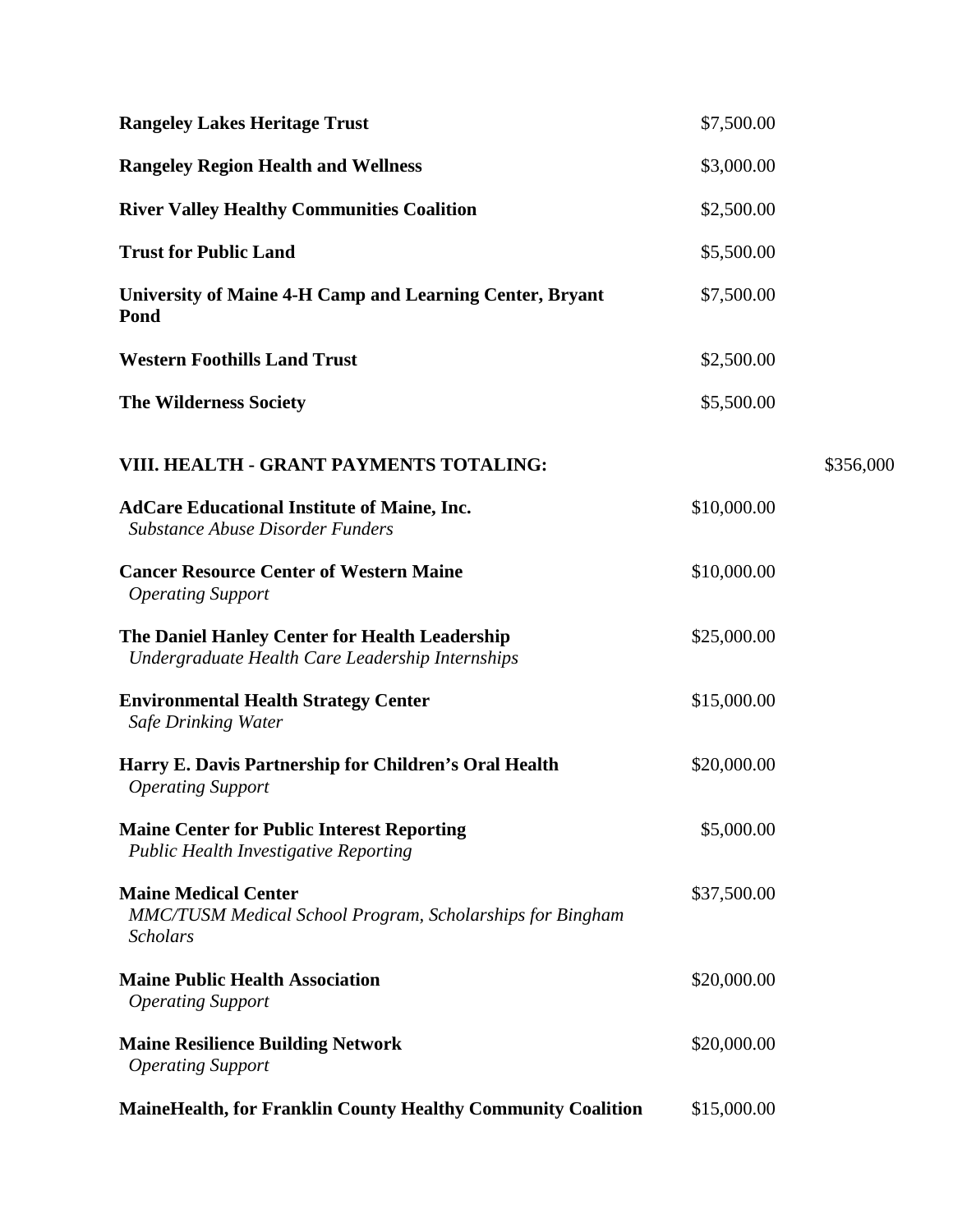| | | |
|---|---|---|
| **Rangeley Lakes Heritage Trust** | $7,500.00 | |
| **Rangeley Region Health and Wellness** | $3,000.00 | |
| **River Valley Healthy Communities Coalition** | $2,500.00 | |
| **Trust for Public Land** | $5,500.00 | |
| **University of Maine 4-H Camp and Learning Center, Bryant Pond** | $7,500.00 | |
| **Western Foothills Land Trust** | $2,500.00 | |
| **The Wilderness Society** | $5,500.00 | |
| **VIII. HEALTH - GRANT PAYMENTS TOTALING:** | | $356,000 |
| **AdCare Educational Institute of Maine, Inc.**<br>*Substance Abuse Disorder Funders* | $10,000.00 | |
| **Cancer Resource Center of Western Maine**<br>*Operating Support* | $10,000.00 | |
| **The Daniel Hanley Center for Health Leadership**<br>*Undergraduate Health Care Leadership Internships* | $25,000.00 | |
| **Environmental Health Strategy Center**<br>*Safe Drinking Water* | $15,000.00 | |
| **Harry E. Davis Partnership for Children's Oral Health**<br>*Operating Support* | $20,000.00 | |
| **Maine Center for Public Interest Reporting**<br>*Public Health Investigative Reporting* | $5,000.00 | |
| **Maine Medical Center**<br>*MMC/TUSM Medical School Program, Scholarships for Bingham Scholars* | $37,500.00 | |
| **Maine Public Health Association**<br>*Operating Support* | $20,000.00 | |
| **Maine Resilience Building Network**<br>*Operating Support* | $20,000.00 | |
| **MaineHealth, for Franklin County Healthy Community Coalition** | $15,000.00 | |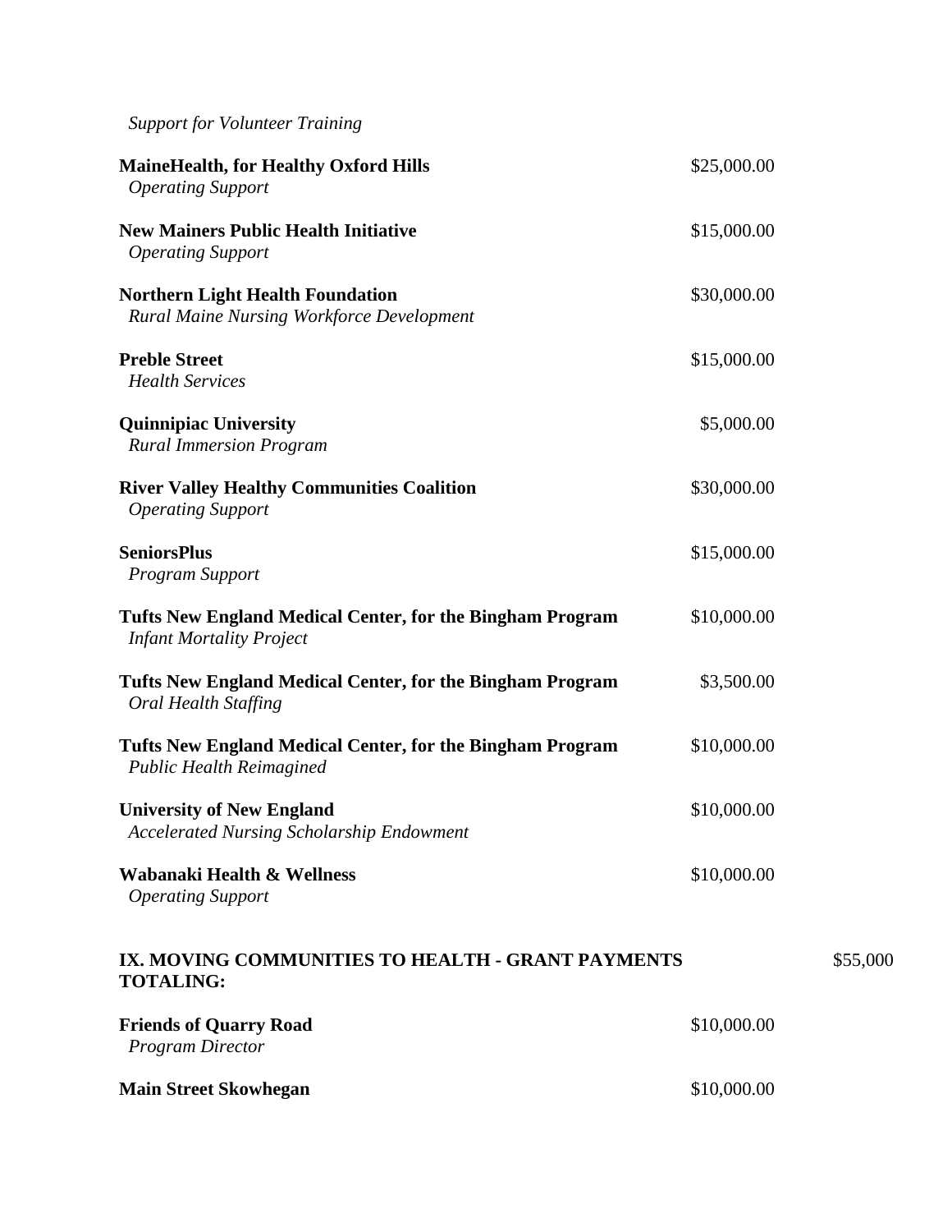*Support for Volunteer Training*

**MaineHealth, for Healthy Oxford Hills** $25,000.00
*Operating Support*

**New Mainers Public Health Initiative** $15,000.00
*Operating Support*

**Northern Light Health Foundation** $30,000.00
*Rural Maine Nursing Workforce Development*

**Preble Street** $15,000.00
*Health Services*

**Quinnipiac University** $5,000.00
*Rural Immersion Program*

**River Valley Healthy Communities Coalition** $30,000.00
*Operating Support*

**SeniorsPlus** $15,000.00
*Program Support*

**Tufts New England Medical Center, for the Bingham Program** $10,000.00
*Infant Mortality Project*

**Tufts New England Medical Center, for the Bingham Program** $3,500.00
*Oral Health Staffing*

**Tufts New England Medical Center, for the Bingham Program** $10,000.00
*Public Health Reimagined*

**University of New England** $10,000.00
*Accelerated Nursing Scholarship Endowment*

**Wabanaki Health & Wellness** $10,000.00
*Operating Support*

## IX. MOVING COMMUNITIES TO HEALTH - GRANT PAYMENTS TOTALING: $55,000

**Friends of Quarry Road** $10,000.00
*Program Director*

**Main Street Skowhegan** $10,000.00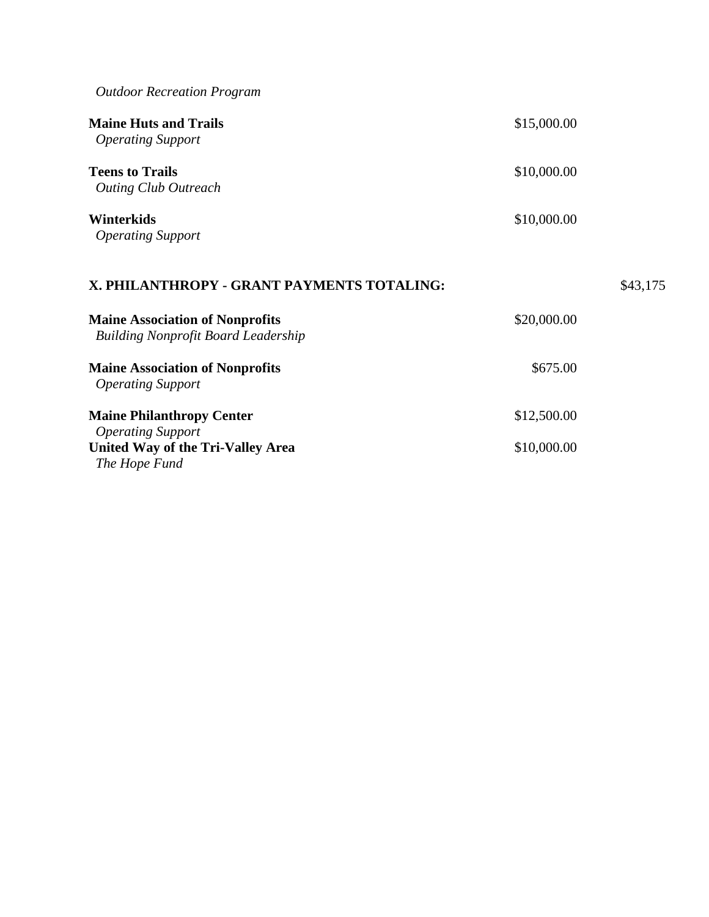*Outdoor Recreation Program*

| | | |
|---|---|---|
| **Maine Huts and Trails**<br>*Operating Support* | $15,000.00 | |
| **Teens to Trails**<br>*Outing Club Outreach* | $10,000.00 | |
| **Winterkids**<br>*Operating Support* | $10,000.00 | |
| **X. PHILANTHROPY - GRANT PAYMENTS TOTALING:** | | $43,175 |
| **Maine Association of Nonprofits**<br>*Building Nonprofit Board Leadership* | $20,000.00 | |
| **Maine Association of Nonprofits**<br>*Operating Support* | $675.00 | |
| **Maine Philanthropy Center**<br>*Operating Support* | $12,500.00 | |
| **United Way of the Tri-Valley Area**<br>*The Hope Fund* | $10,000.00 | |